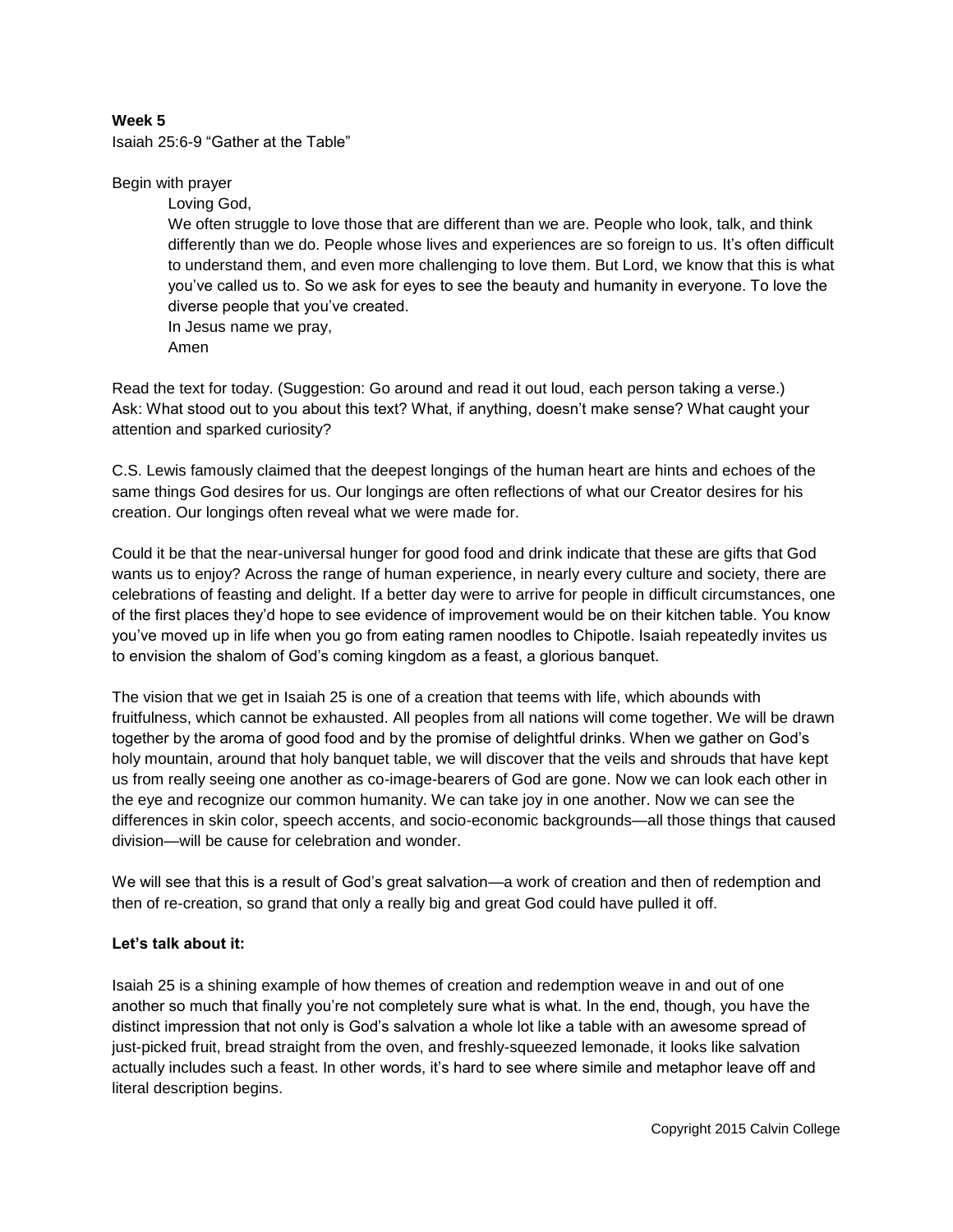**Week 5**

Isaiah 25:6-9 “Gather at the Table”

Begin with prayer

> Loving God,
> We often struggle to love those that are different than we are. People who look, talk, and think differently than we do. People whose lives and experiences are so foreign to us. It’s often difficult to understand them, and even more challenging to love them. But Lord, we know that this is what you’ve called us to. So we ask for eyes to see the beauty and humanity in everyone. To love the diverse people that you’ve created.
> In Jesus name we pray,
> Amen

Read the text for today. (Suggestion: Go around and read it out loud, each person taking a verse.)
Ask: What stood out to you about this text? What, if anything, doesn’t make sense? What caught your attention and sparked curiosity?

C.S. Lewis famously claimed that the deepest longings of the human heart are hints and echoes of the same things God desires for us. Our longings are often reflections of what our Creator desires for his creation. Our longings often reveal what we were made for.

Could it be that the near-universal hunger for good food and drink indicate that these are gifts that God wants us to enjoy? Across the range of human experience, in nearly every culture and society, there are celebrations of feasting and delight. If a better day were to arrive for people in difficult circumstances, one of the first places they’d hope to see evidence of improvement would be on their kitchen table. You know you’ve moved up in life when you go from eating ramen noodles to Chipotle. Isaiah repeatedly invites us to envision the shalom of God’s coming kingdom as a feast, a glorious banquet.

The vision that we get in Isaiah 25 is one of a creation that teems with life, which abounds with fruitfulness, which cannot be exhausted. All peoples from all nations will come together. We will be drawn together by the aroma of good food and by the promise of delightful drinks. When we gather on God’s holy mountain, around that holy banquet table, we will discover that the veils and shrouds that have kept us from really seeing one another as co-image-bearers of God are gone. Now we can look each other in the eye and recognize our common humanity. We can take joy in one another. Now we can see the differences in skin color, speech accents, and socio-economic backgrounds—all those things that caused division—will be cause for celebration and wonder.

We will see that this is a result of God’s great salvation—a work of creation and then of redemption and then of re-creation, so grand that only a really big and great God could have pulled it off.

**Let’s talk about it:**

Isaiah 25 is a shining example of how themes of creation and redemption weave in and out of one another so much that finally you’re not completely sure what is what. In the end, though, you have the distinct impression that not only is God’s salvation a whole lot like a table with an awesome spread of just-picked fruit, bread straight from the oven, and freshly-squeezed lemonade, it looks like salvation actually includes such a feast. In other words, it’s hard to see where simile and metaphor leave off and literal description begins.

Copyright 2015 Calvin College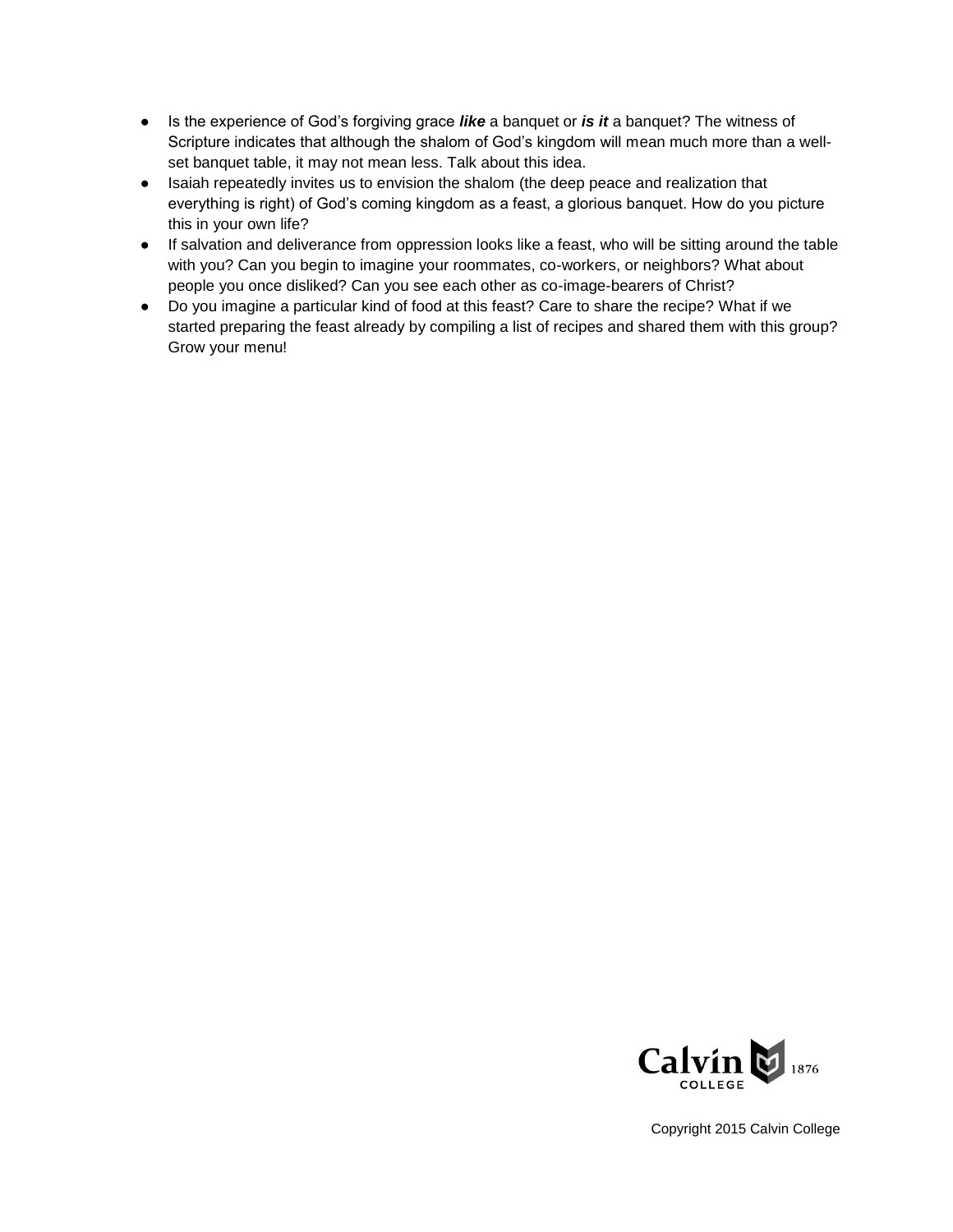- Is the experience of God's forgiving grace ***like*** a banquet or ***is it*** a banquet? The witness of Scripture indicates that although the shalom of God's kingdom will mean much more than a well-set banquet table, it may not mean less. Talk about this idea.
- Isaiah repeatedly invites us to envision the shalom (the deep peace and realization that everything is right) of God's coming kingdom as a feast, a glorious banquet. How do you picture this in your own life?
- If salvation and deliverance from oppression looks like a feast, who will be sitting around the table with you? Can you begin to imagine your roommates, co-workers, or neighbors? What about people you once disliked? Can you see each other as co-image-bearers of Christ?
- Do you imagine a particular kind of food at this feast? Care to share the recipe? What if we started preparing the feast already by compiling a list of recipes and shared them with this group? Grow your menu!

Calvin COLLEGE 1876

Copyright 2015 Calvin College